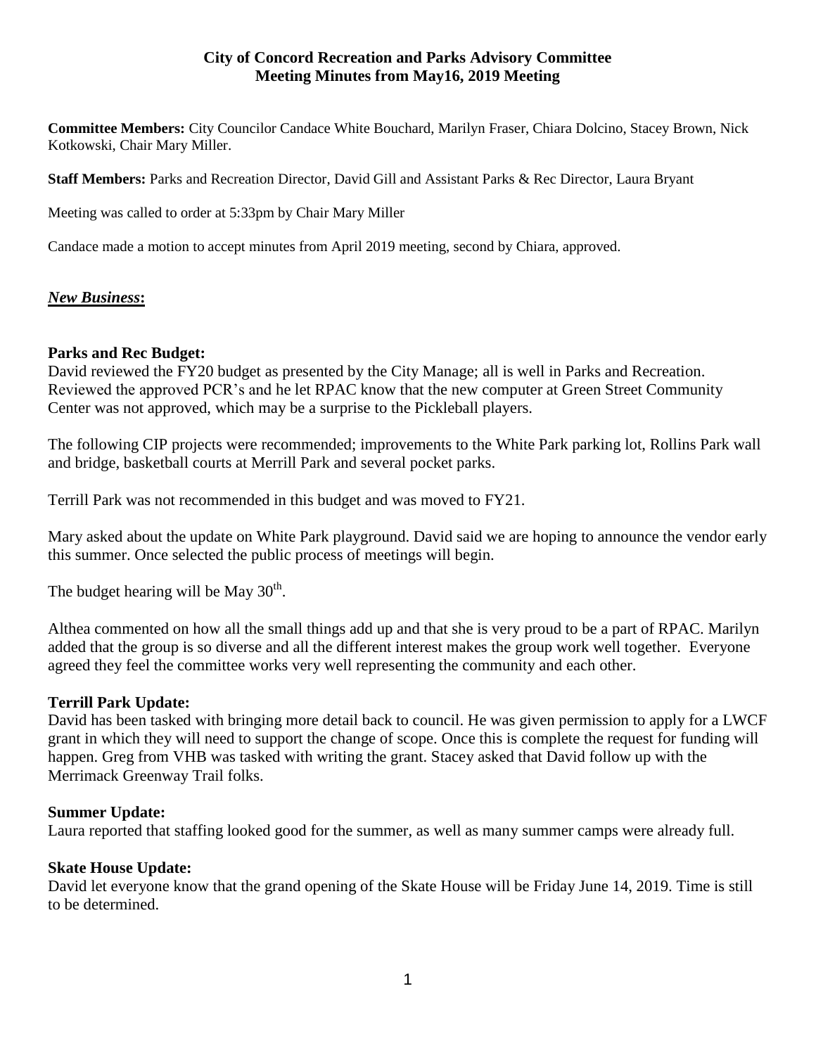**City of Concord Recreation and Parks Advisory Committee**
**Meeting Minutes from May16, 2019 Meeting**

**Committee Members:** City Councilor Candace White Bouchard, Marilyn Fraser, Chiara Dolcino, Stacey Brown, Nick Kotkowski, Chair Mary Miller.

**Staff Members:** Parks and Recreation Director, David Gill and Assistant Parks & Rec Director, Laura Bryant

Meeting was called to order at 5:33pm by Chair Mary Miller

Candace made a motion to accept minutes from April 2019 meeting, second by Chiara, approved.

## ***New Business*:**

### **Parks and Rec Budget:**

David reviewed the FY20 budget as presented by the City Manage; all is well in Parks and Recreation. Reviewed the approved PCR's and he let RPAC know that the new computer at Green Street Community Center was not approved, which may be a surprise to the Pickleball players.

The following CIP projects were recommended; improvements to the White Park parking lot, Rollins Park wall and bridge, basketball courts at Merrill Park and several pocket parks.

Terrill Park was not recommended in this budget and was moved to FY21.

Mary asked about the update on White Park playground. David said we are hoping to announce the vendor early this summer. Once selected the public process of meetings will begin.

The budget hearing will be May 30th.

Althea commented on how all the small things add up and that she is very proud to be a part of RPAC. Marilyn added that the group is so diverse and all the different interest makes the group work well together. Everyone agreed they feel the committee works very well representing the community and each other.

### **Terrill Park Update:**

David has been tasked with bringing more detail back to council. He was given permission to apply for a LWCF grant in which they will need to support the change of scope. Once this is complete the request for funding will happen. Greg from VHB was tasked with writing the grant. Stacey asked that David follow up with the Merrimack Greenway Trail folks.

### **Summer Update:**

Laura reported that staffing looked good for the summer, as well as many summer camps were already full.

### **Skate House Update:**

David let everyone know that the grand opening of the Skate House will be Friday June 14, 2019. Time is still to be determined.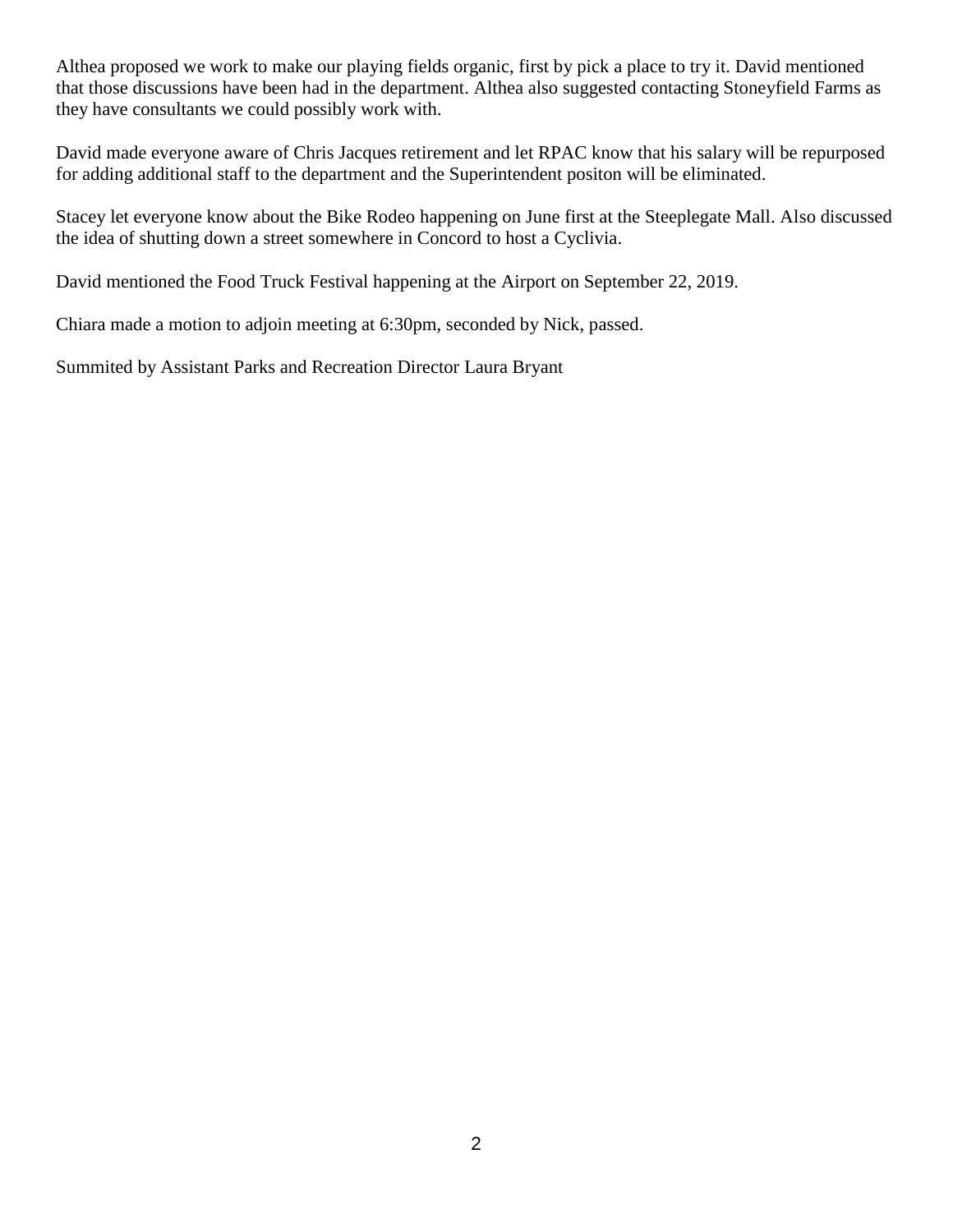Althea proposed we work to make our playing fields organic, first by pick a place to try it. David mentioned that those discussions have been had in the department. Althea also suggested contacting Stoneyfield Farms as they have consultants we could possibly work with.

David made everyone aware of Chris Jacques retirement and let RPAC know that his salary will be repurposed for adding additional staff to the department and the Superintendent positon will be eliminated.

Stacey let everyone know about the Bike Rodeo happening on June first at the Steeplegate Mall. Also discussed the idea of shutting down a street somewhere in Concord to host a Cyclivia.

David mentioned the Food Truck Festival happening at the Airport on September 22, 2019.

Chiara made a motion to adjoin meeting at 6:30pm, seconded by Nick, passed.

Summited by Assistant Parks and Recreation Director Laura Bryant